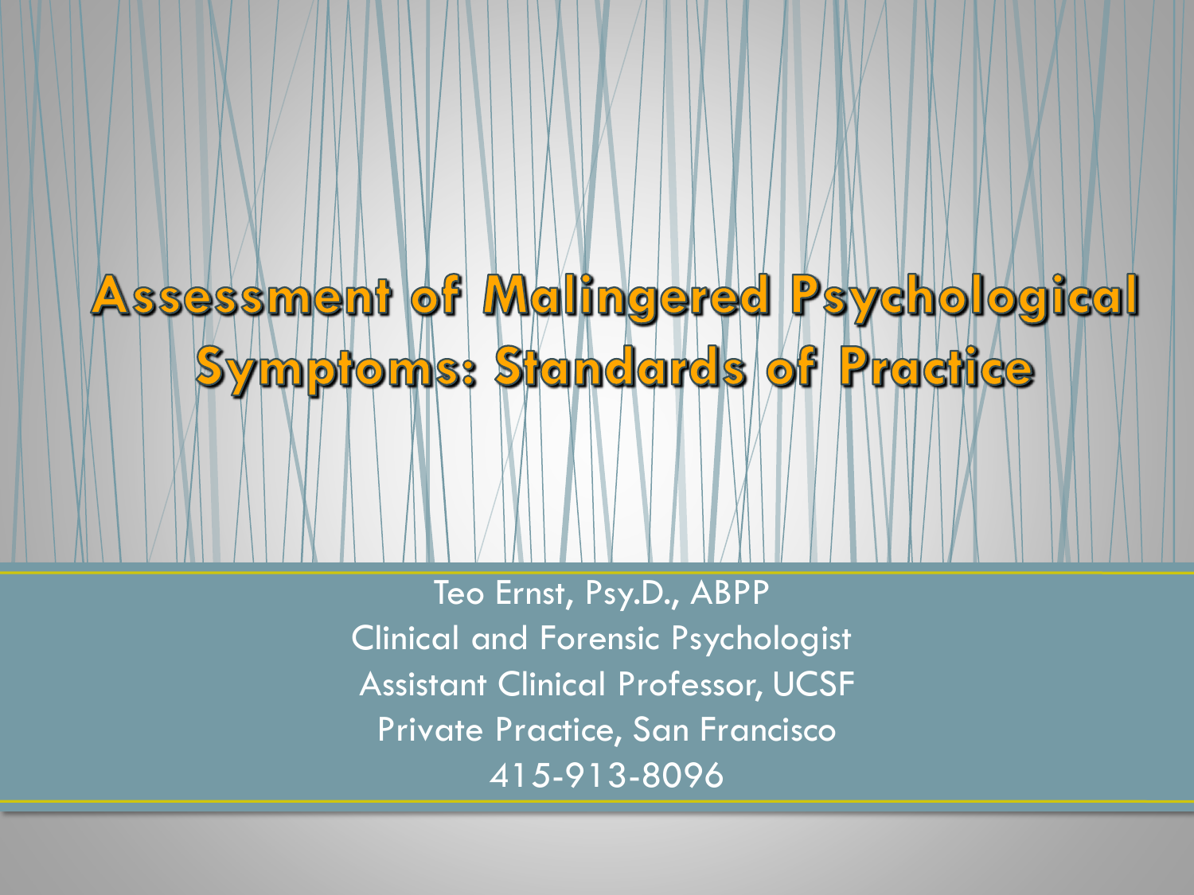# Assessment of Malingered Psychological Symptoms: Standards of Practice

Teo Ernst, Psy.D., ABPP

Clinical and Forensic Psychologist

Assistant Clinical Professor, UCSF

Private Practice, San Francisco

415-913-8096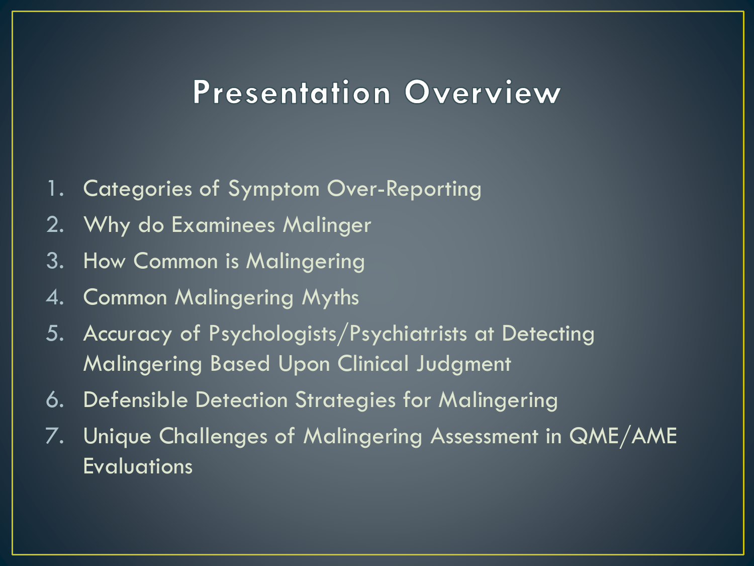# Presentation Overview

1. Categories of Symptom Over-Reporting
2. Why do Examinees Malinger
3. How Common is Malingering
4. Common Malingering Myths
5. Accuracy of Psychologists/Psychiatrists at Detecting Malingering Based Upon Clinical Judgment
6. Defensible Detection Strategies for Malingering
7. Unique Challenges of Malingering Assessment in QME/AME Evaluations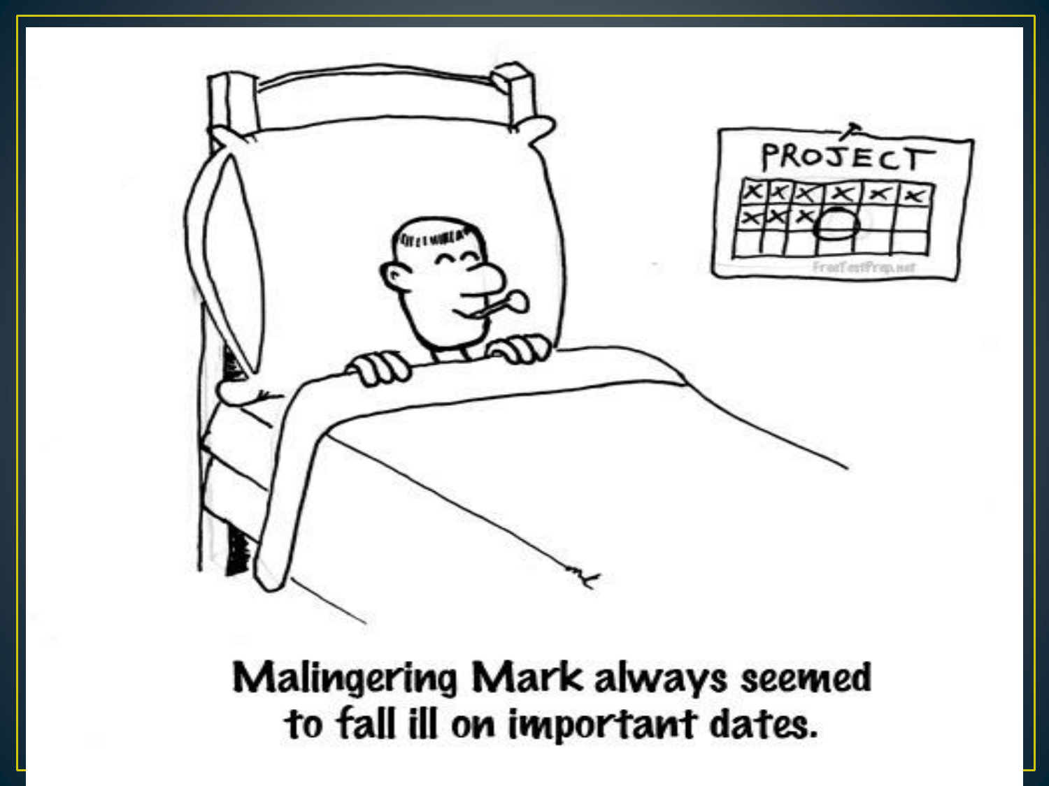PROJECT

FreeTestPrep.net

Malingering Mark always seemed to fall ill on important dates.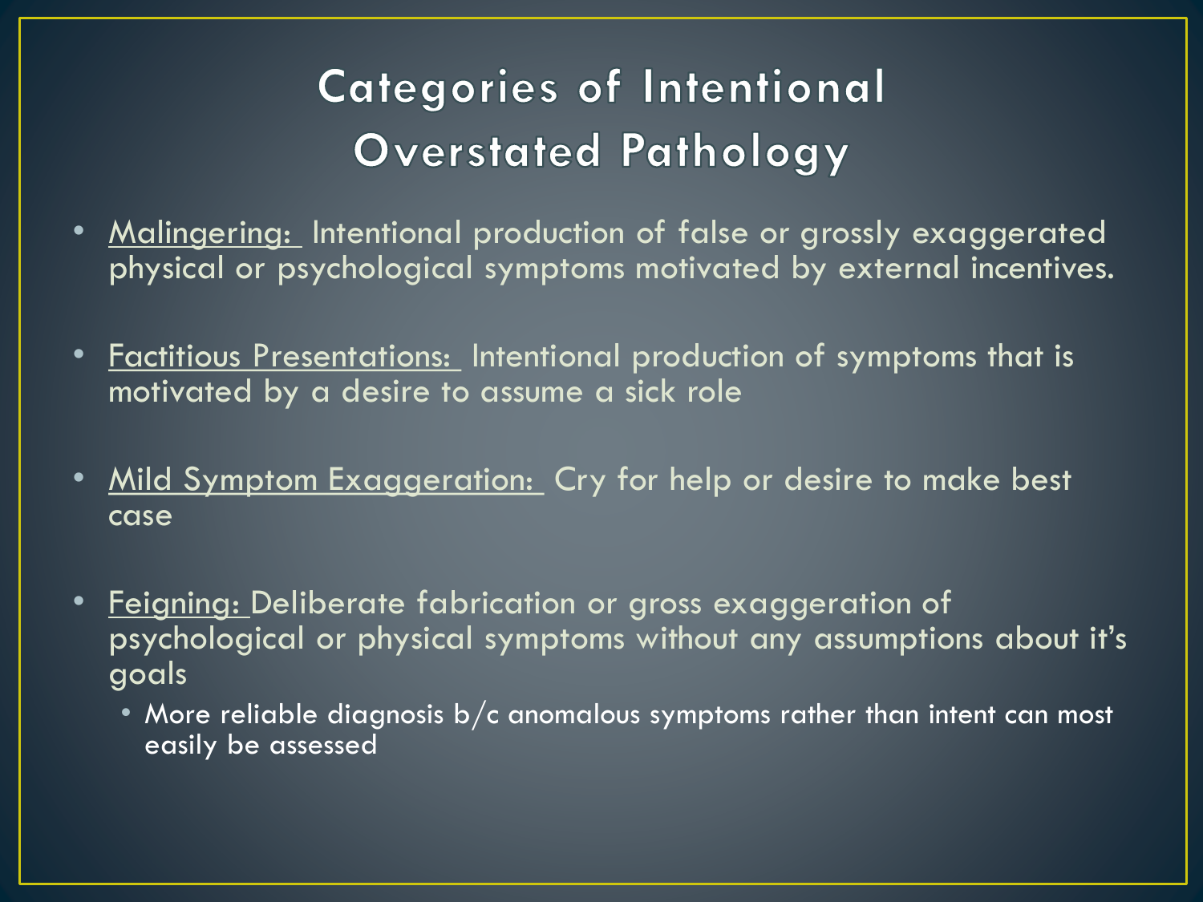# Categories of Intentional Overstated Pathology

- Malingering: Intentional production of false or grossly exaggerated physical or psychological symptoms motivated by external incentives.

- Factitious Presentations: Intentional production of symptoms that is motivated by a desire to assume a sick role

- Mild Symptom Exaggeration: Cry for help or desire to make best case

- Feigning: Deliberate fabrication or gross exaggeration of psychological or physical symptoms without any assumptions about it's goals
  - More reliable diagnosis b/c anomalous symptoms rather than intent can most easily be assessed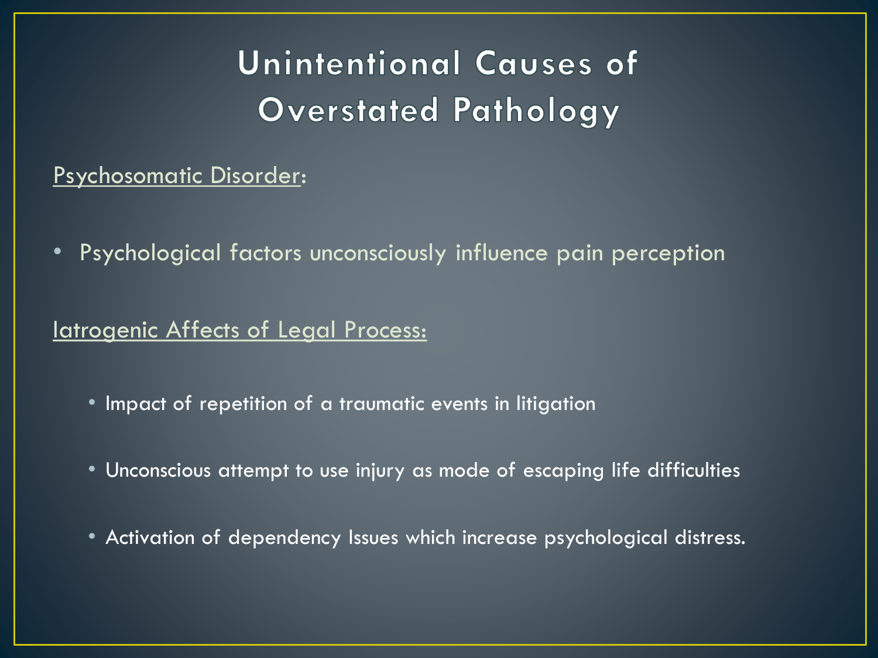# Unintentional Causes of Overstated Pathology

Psychosomatic Disorder:

- Psychological factors unconsciously influence pain perception

Iatrogenic Affects of Legal Process:

- Impact of repetition of a traumatic events in litigation
- Unconscious attempt to use injury as mode of escaping life difficulties
- Activation of dependency Issues which increase psychological distress.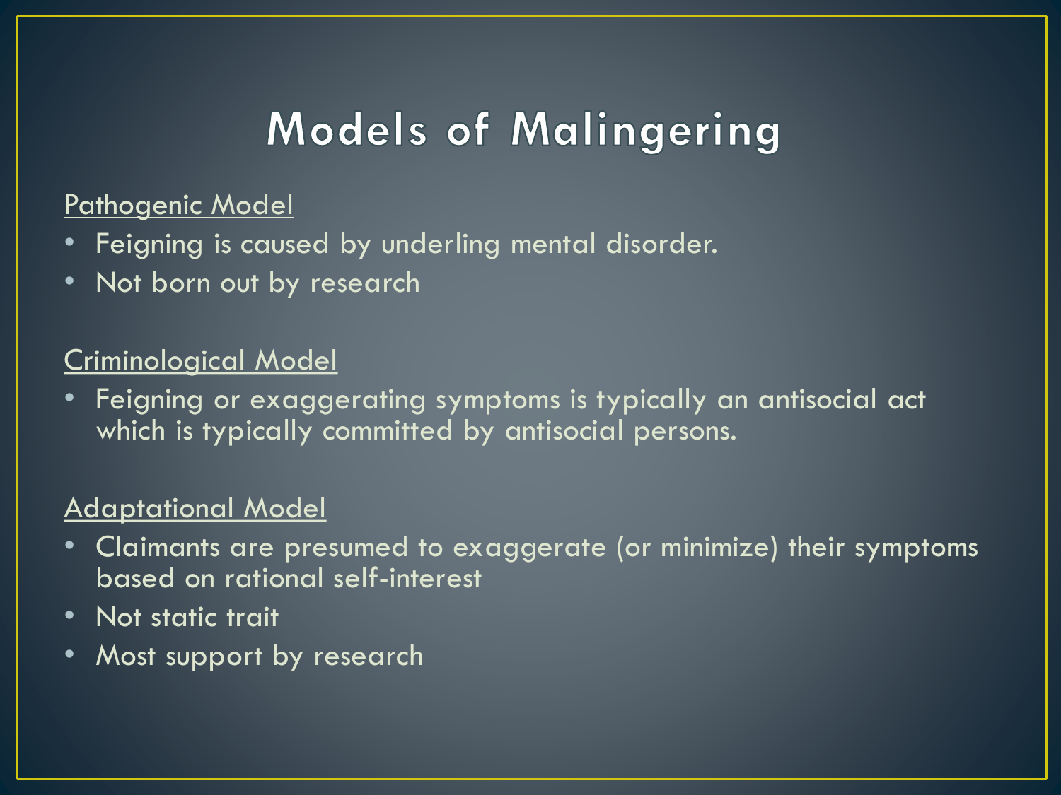# Models of Malingering

Pathogenic Model

- Feigning is caused by underling mental disorder.
- Not born out by research

Criminological Model

- Feigning or exaggerating symptoms is typically an antisocial act which is typically committed by antisocial persons.

Adaptational Model

- Claimants are presumed to exaggerate (or minimize) their symptoms based on rational self-interest
- Not static trait
- Most support by research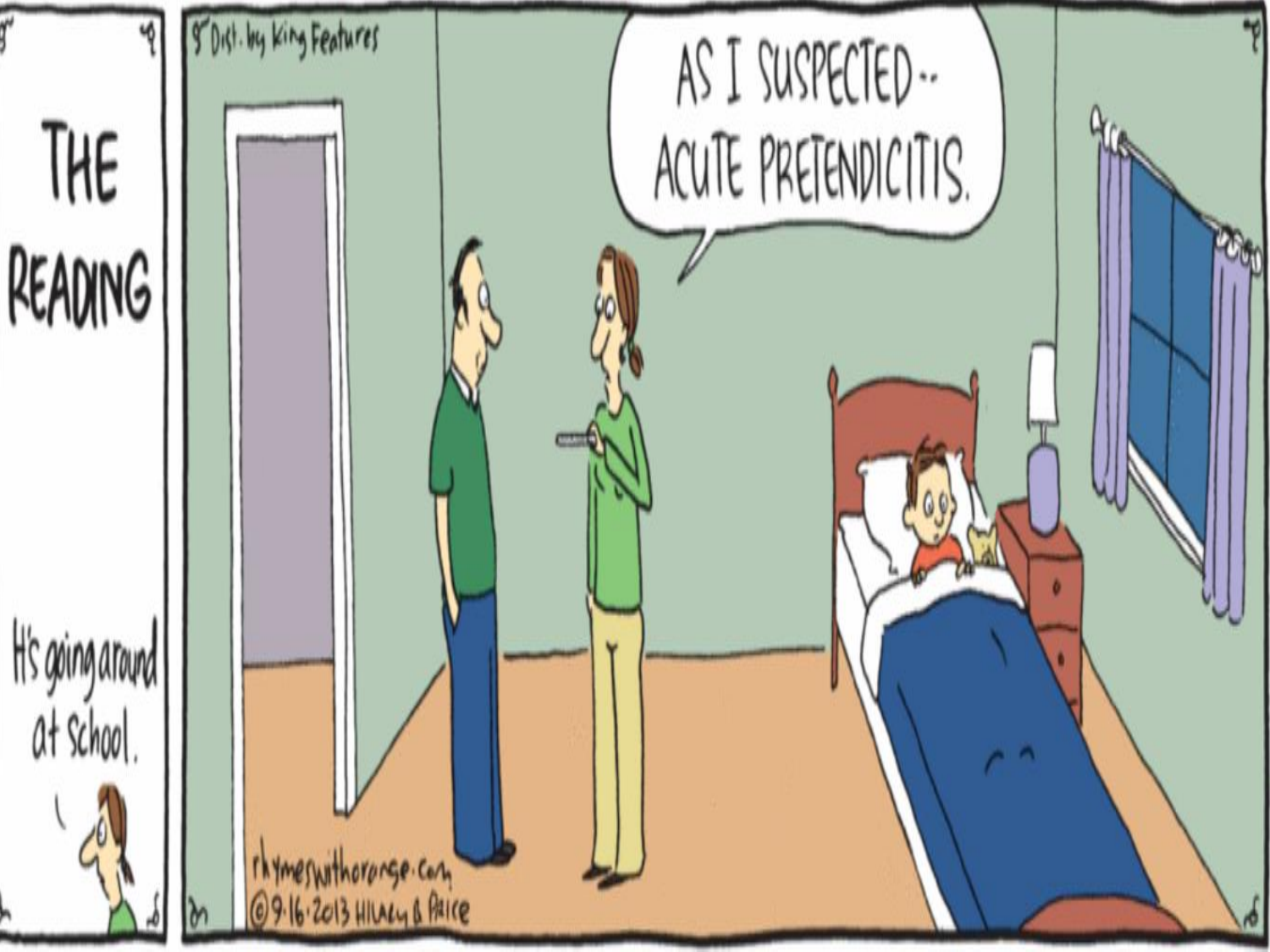THE READING

It's going around at school.

AS I SUSPECTED -- ACUTE PRETENDICITIS.

Dist. by King Features

rhymeswithorange.com

© 9·16·2013 Hilary B Price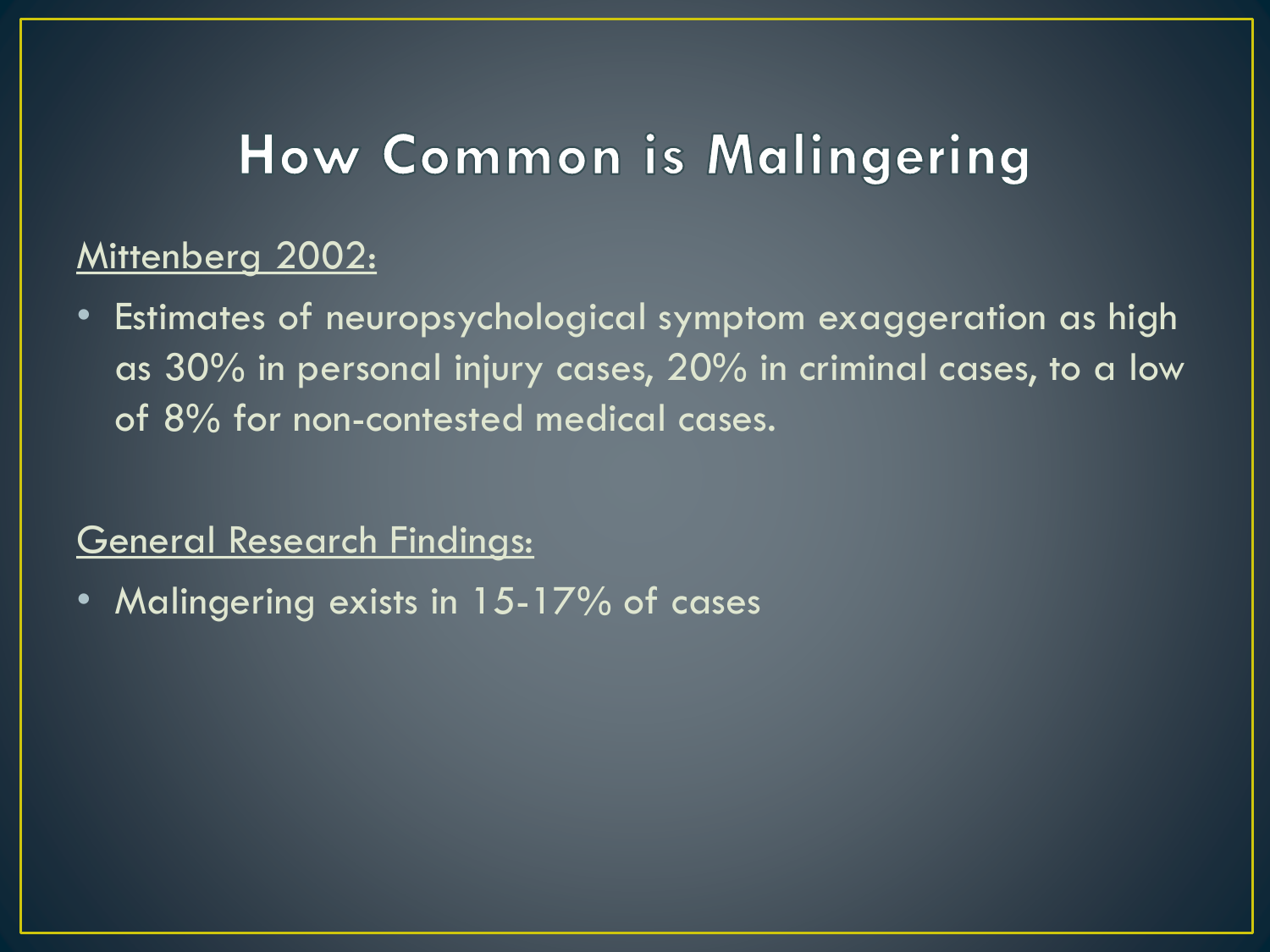# How Common is Malingering

<u>Mittenberg 2002:</u>

- Estimates of neuropsychological symptom exaggeration as high as 30% in personal injury cases, 20% in criminal cases, to a low of 8% for non-contested medical cases.

<u>General Research Findings:</u>

- Malingering exists in 15-17% of cases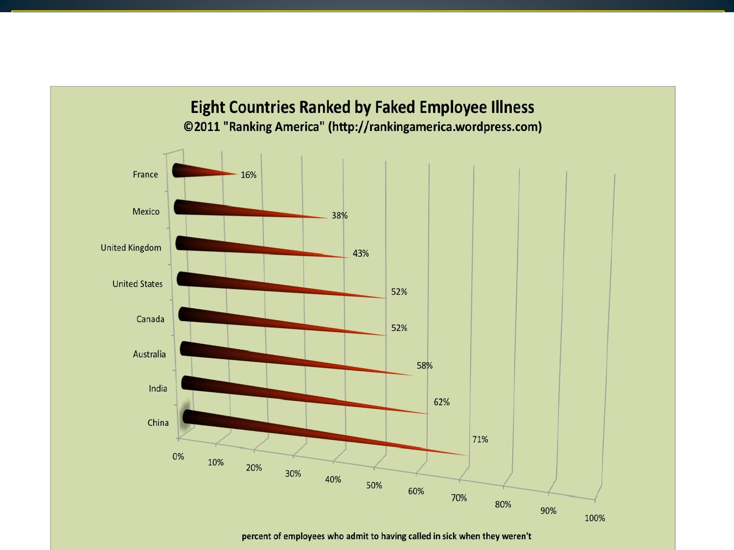**Eight Countries Ranked by Faked Employee Illness**

**©2011 "Ranking America" (http://rankingamerica.wordpress.com)**

France
16%

Mexico
38%

United Kingdom
43%

United States
52%

Canada
52%

Australia
58%

India
62%

China
71%

0%
10%
20%
30%
40%
50%
60%
70%
80%
90%
100%

**percent of employees who admit to having called in sick when they weren't**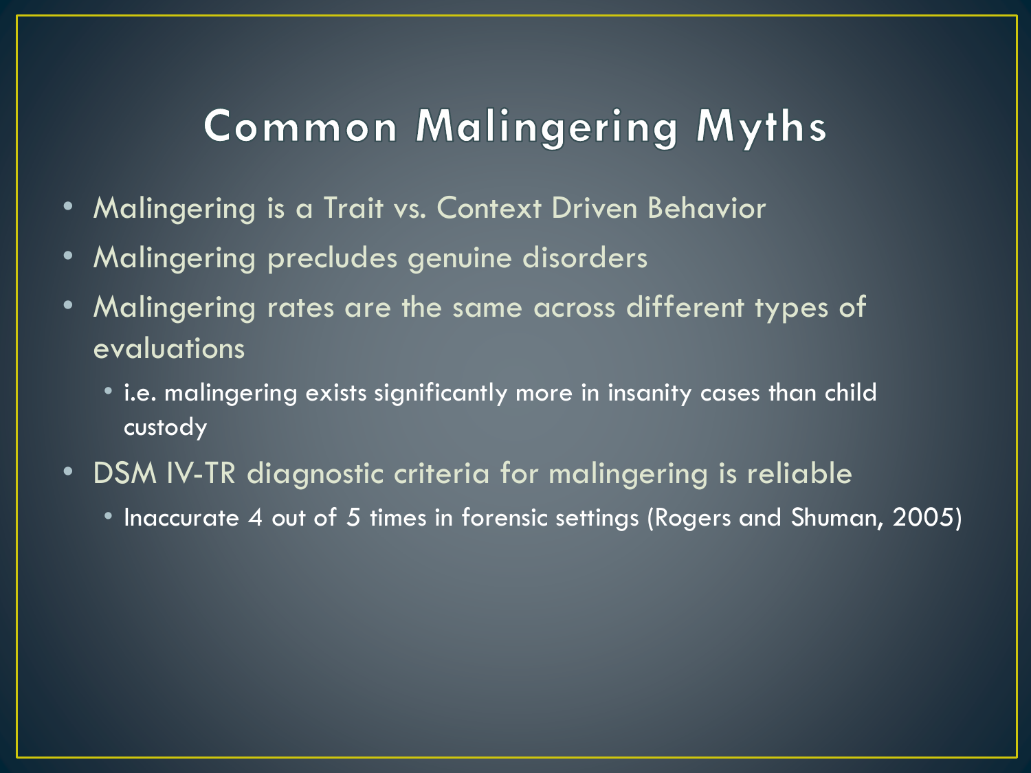# Common Malingering Myths

- Malingering is a Trait vs. Context Driven Behavior
- Malingering precludes genuine disorders
- Malingering rates are the same across different types of evaluations
  - i.e. malingering exists significantly more in insanity cases than child custody
- DSM IV-TR diagnostic criteria for malingering is reliable
  - Inaccurate 4 out of 5 times in forensic settings (Rogers and Shuman, 2005)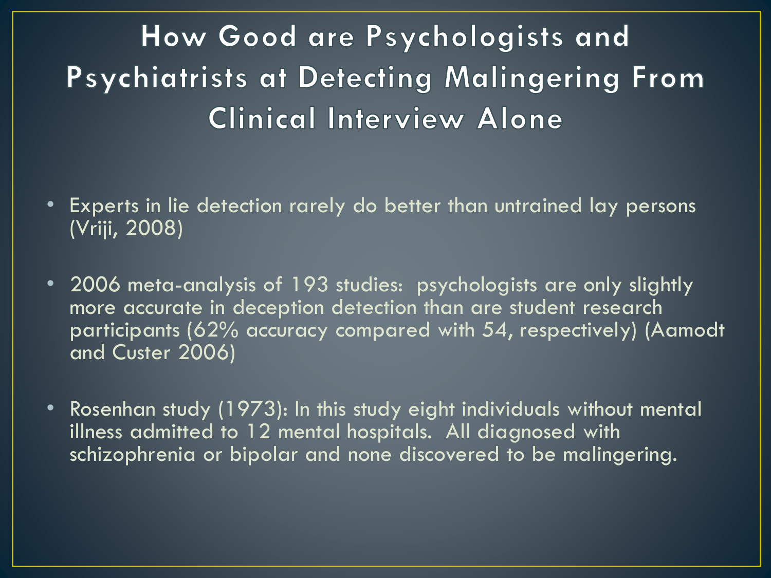# How Good are Psychologists and Psychiatrists at Detecting Malingering From Clinical Interview Alone

- Experts in lie detection rarely do better than untrained lay persons (Vriji, 2008)
- 2006 meta-analysis of 193 studies: psychologists are only slightly more accurate in deception detection than are student research participants (62% accuracy compared with 54, respectively) (Aamodt and Custer 2006)
- Rosenhan study (1973): In this study eight individuals without mental illness admitted to 12 mental hospitals. All diagnosed with schizophrenia or bipolar and none discovered to be malingering.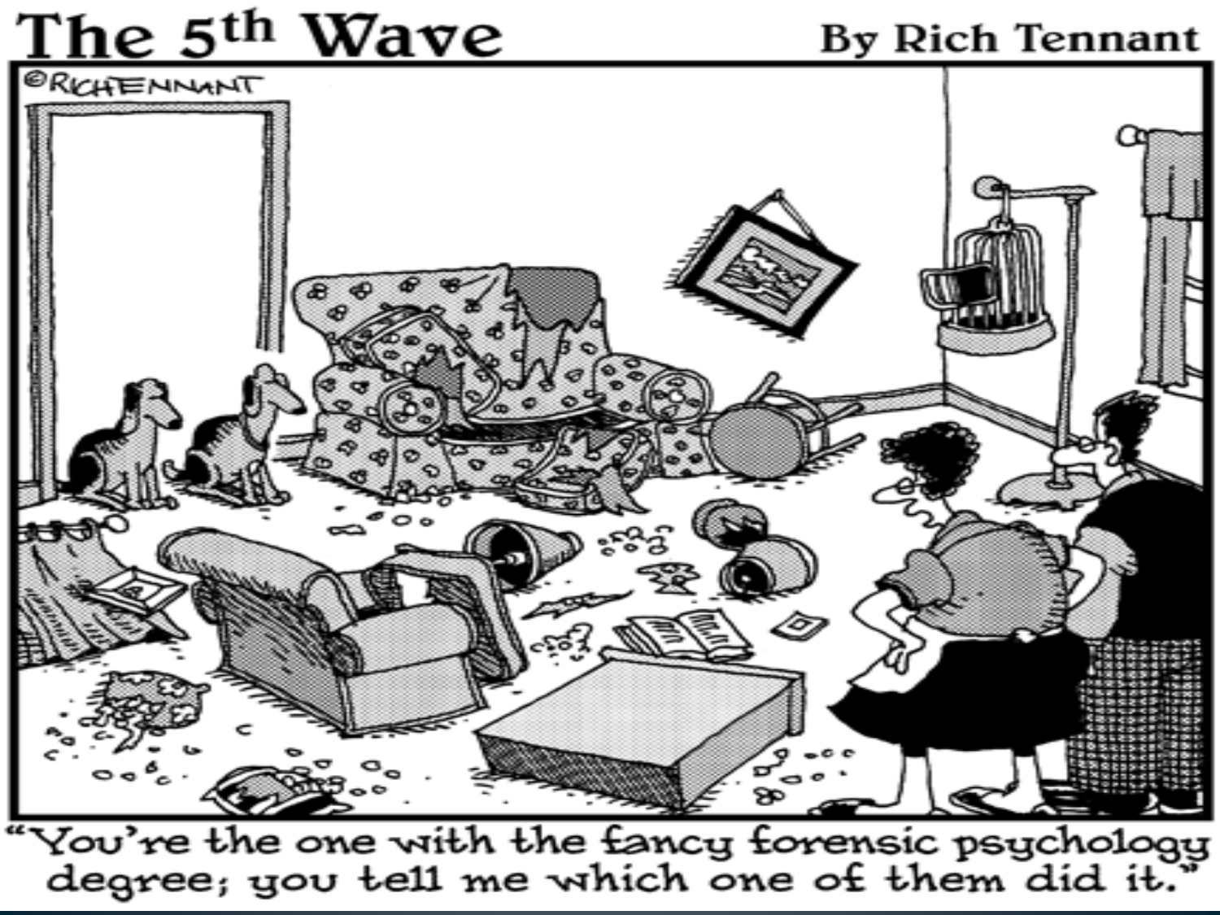The 5th Wave

By Rich Tennant

©RICHTENNANT

"You're the one with the fancy forensic psychology degree; you tell me which one of them did it."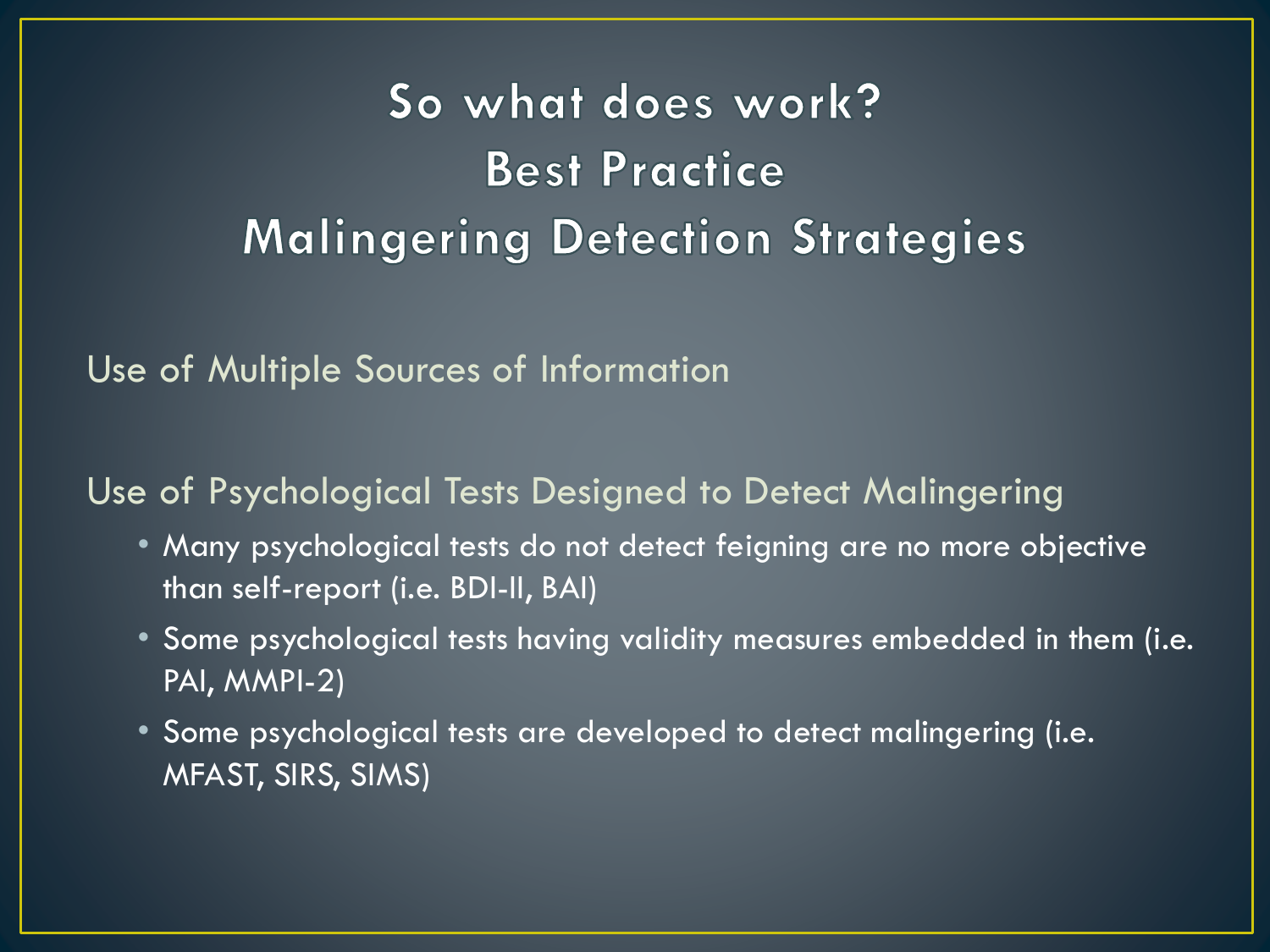# So what does work?
# Best Practice
# Malingering Detection Strategies

Use of Multiple Sources of Information

Use of Psychological Tests Designed to Detect Malingering

- Many psychological tests do not detect feigning are no more objective than self-report (i.e. BDI-II, BAI)
- Some psychological tests having validity measures embedded in them (i.e. PAI, MMPI-2)
- Some psychological tests are developed to detect malingering (i.e. MFAST, SIRS, SIMS)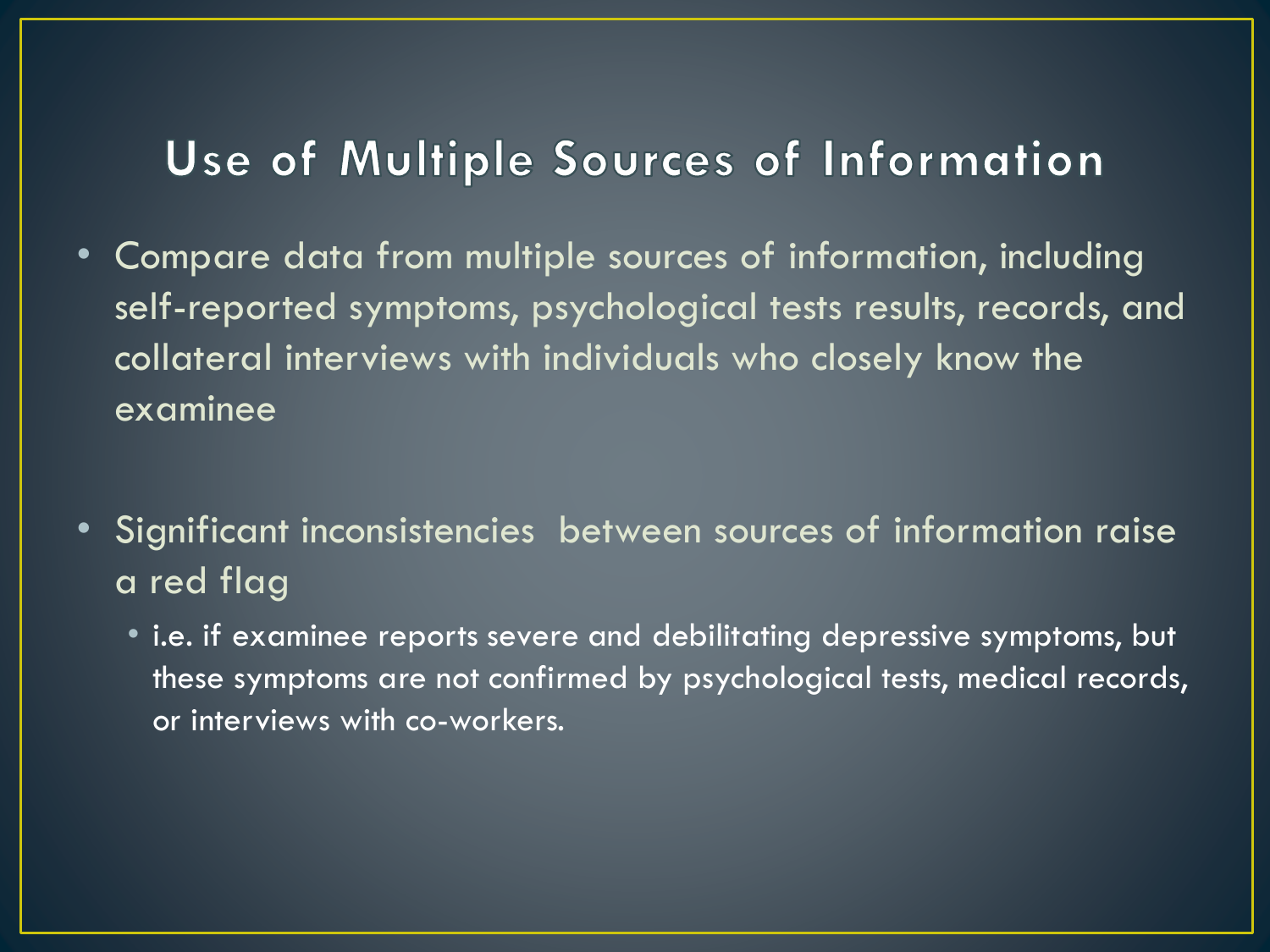# Use of Multiple Sources of Information

- Compare data from multiple sources of information, including self-reported symptoms, psychological tests results, records, and collateral interviews with individuals who closely know the examinee
- Significant inconsistencies between sources of information raise a red flag
  - i.e. if examinee reports severe and debilitating depressive symptoms, but these symptoms are not confirmed by psychological tests, medical records, or interviews with co-workers.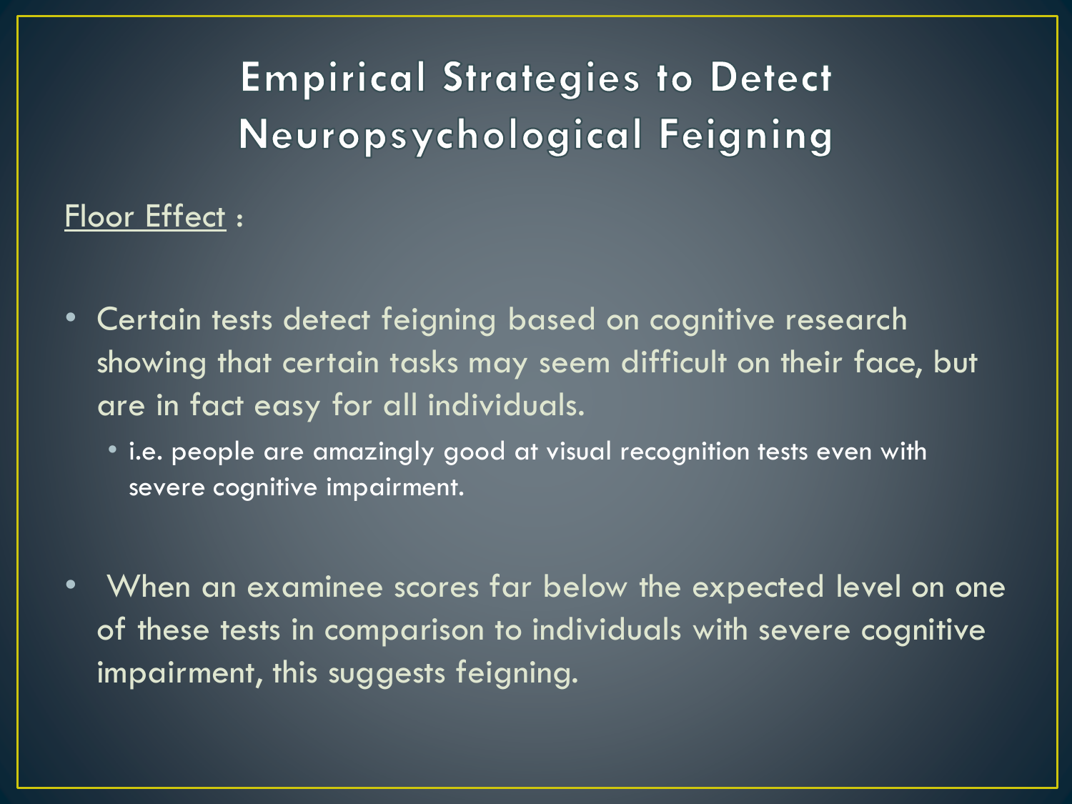# Empirical Strategies to Detect Neuropsychological Feigning

Floor Effect :

- Certain tests detect feigning based on cognitive research showing that certain tasks may seem difficult on their face, but are in fact easy for all individuals.
  - i.e. people are amazingly good at visual recognition tests even with severe cognitive impairment.
- When an examinee scores far below the expected level on one of these tests in comparison to individuals with severe cognitive impairment, this suggests feigning.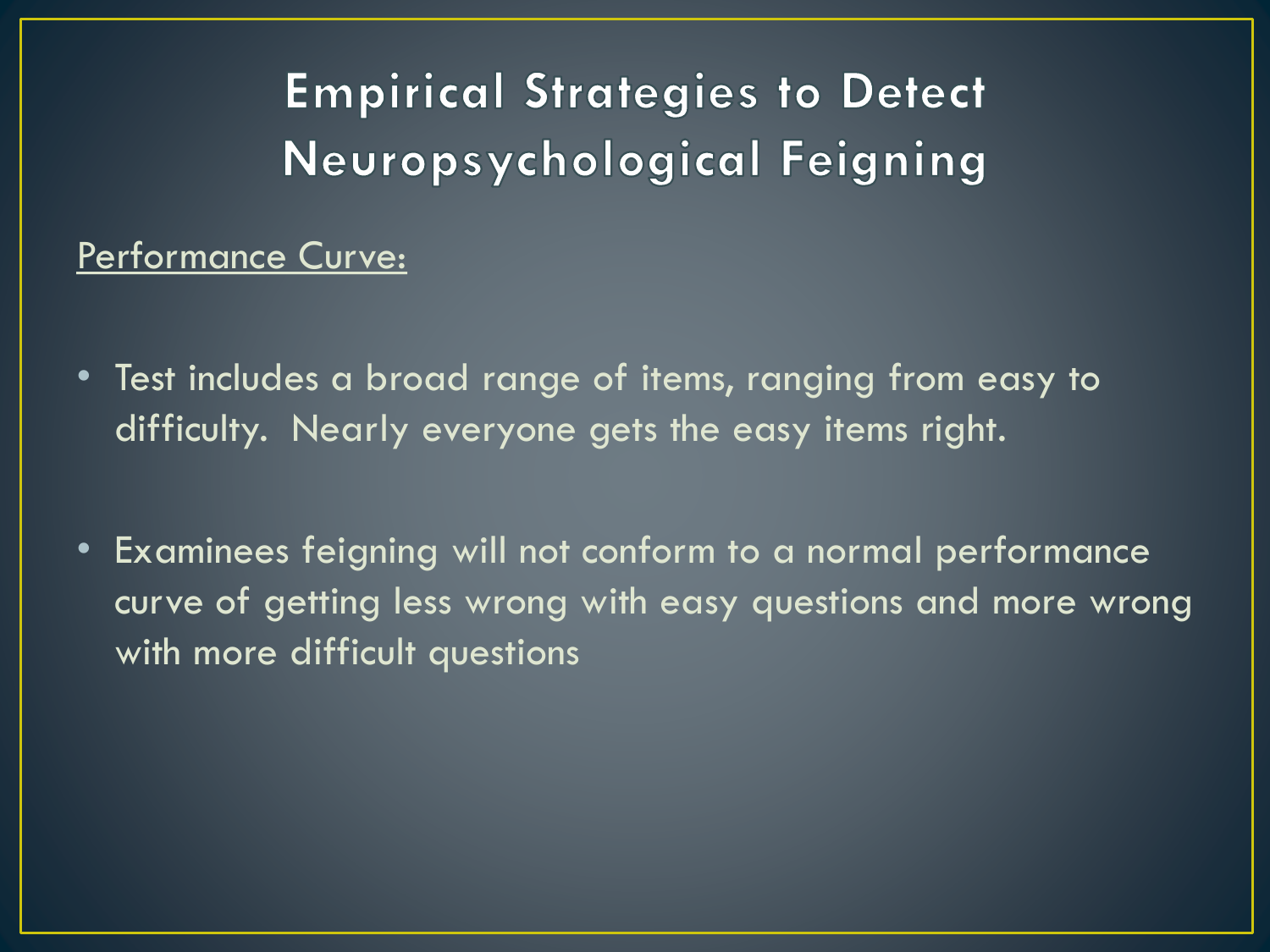# Empirical Strategies to Detect Neuropsychological Feigning

Performance Curve:

- Test includes a broad range of items, ranging from easy to difficulty. Nearly everyone gets the easy items right.
- Examinees feigning will not conform to a normal performance curve of getting less wrong with easy questions and more wrong with more difficult questions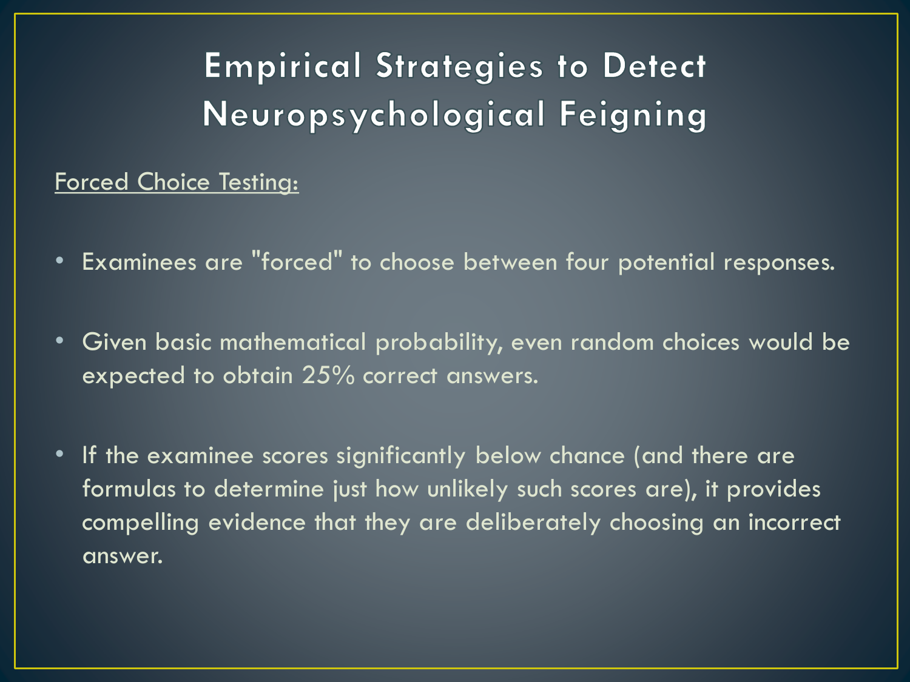# Empirical Strategies to Detect Neuropsychological Feigning

Forced Choice Testing:

- Examinees are "forced" to choose between four potential responses.
- Given basic mathematical probability, even random choices would be expected to obtain 25% correct answers.
- If the examinee scores significantly below chance (and there are formulas to determine just how unlikely such scores are), it provides compelling evidence that they are deliberately choosing an incorrect answer.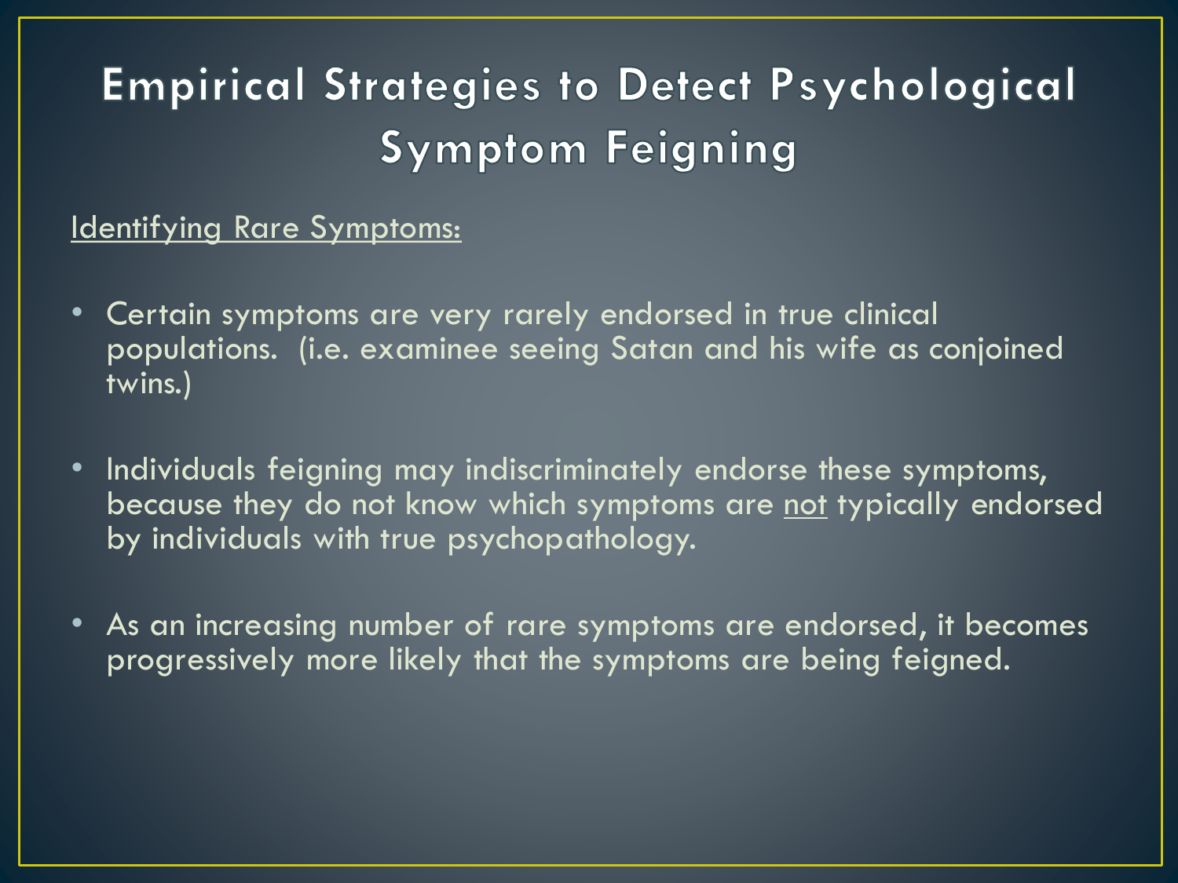# Empirical Strategies to Detect Psychological Symptom Feigning

<u>Identifying Rare Symptoms:</u>

- Certain symptoms are very rarely endorsed in true clinical populations. (i.e. examinee seeing Satan and his wife as conjoined twins.)
- Individuals feigning may indiscriminately endorse these symptoms, because they do not know which symptoms are <u>not</u> typically endorsed by individuals with true psychopathology.
- As an increasing number of rare symptoms are endorsed, it becomes progressively more likely that the symptoms are being feigned.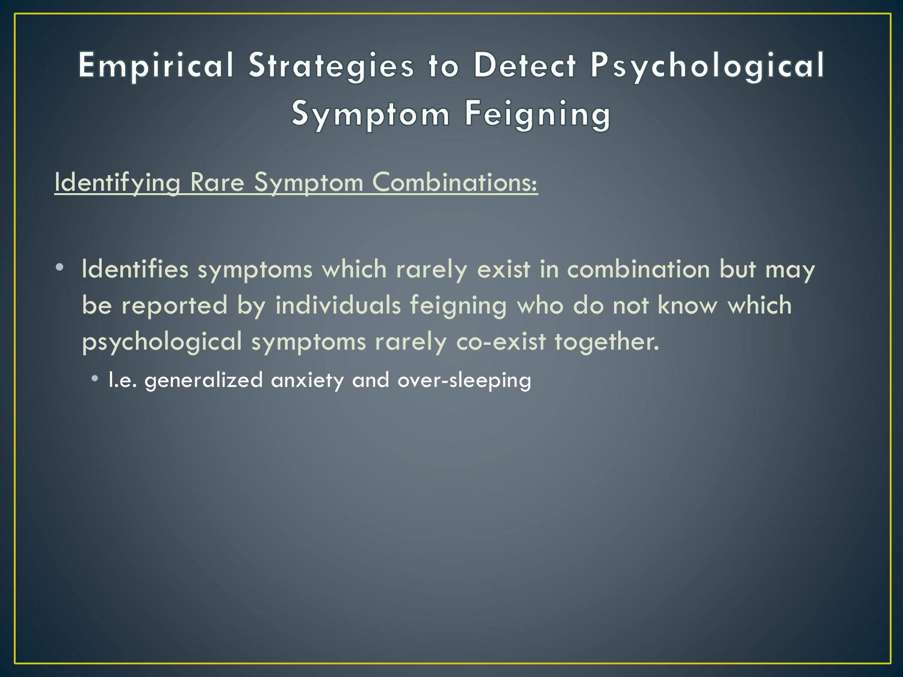# Empirical Strategies to Detect Psychological Symptom Feigning

<u>Identifying Rare Symptom Combinations:</u>

- Identifies symptoms which rarely exist in combination but may be reported by individuals feigning who do not know which psychological symptoms rarely co-exist together.
  - I.e. generalized anxiety and over-sleeping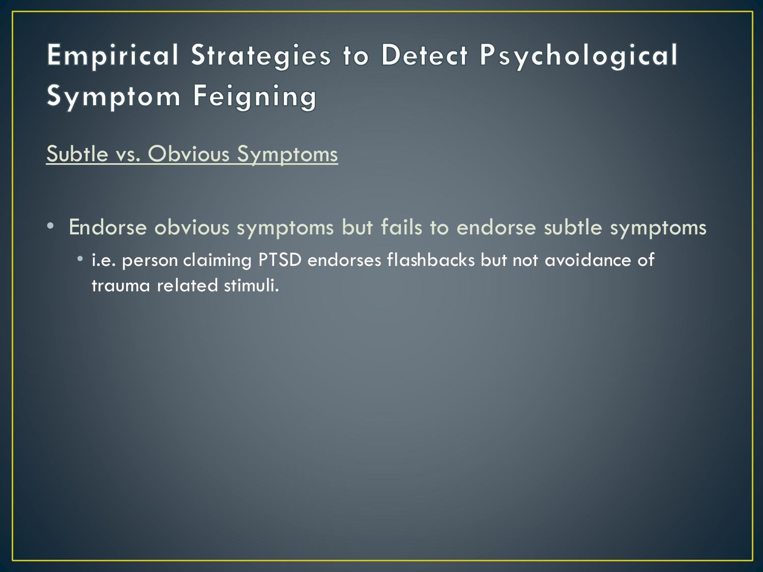# Empirical Strategies to Detect Psychological Symptom Feigning

Subtle vs. Obvious Symptoms

- Endorse obvious symptoms but fails to endorse subtle symptoms
  - i.e. person claiming PTSD endorses flashbacks but not avoidance of trauma related stimuli.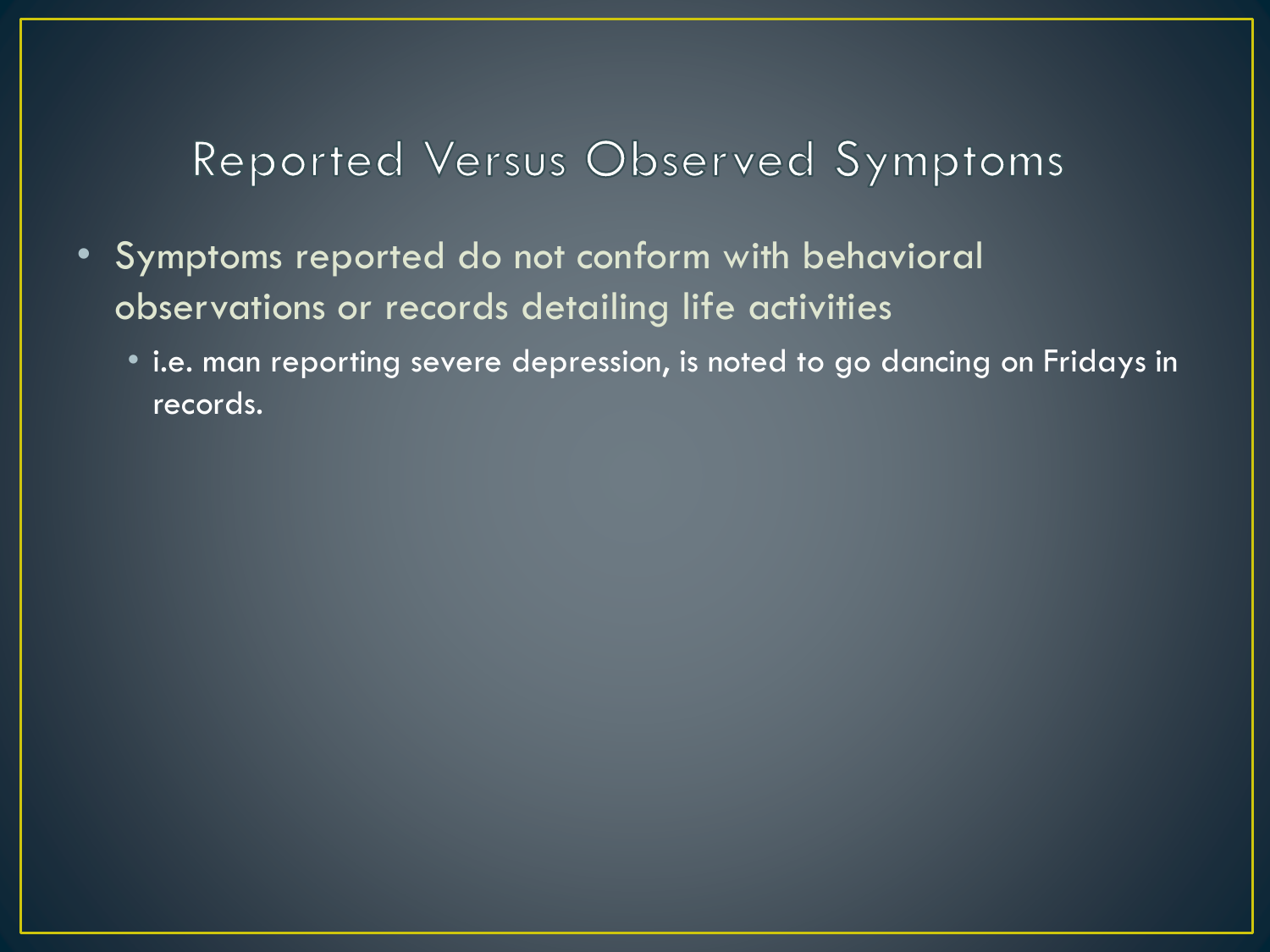# Reported Versus Observed Symptoms

- Symptoms reported do not conform with behavioral observations or records detailing life activities
  - i.e. man reporting severe depression, is noted to go dancing on Fridays in records.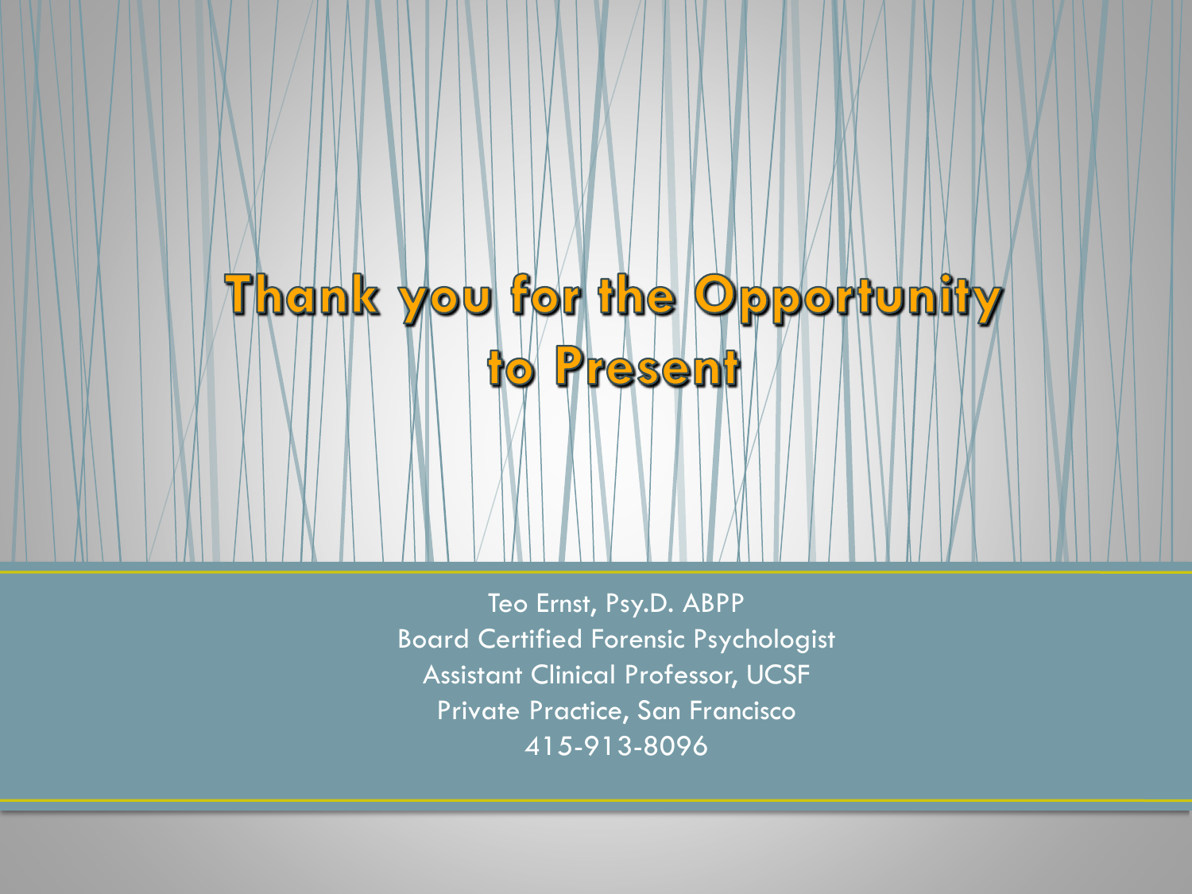# Thank you for the Opportunity to Present

Teo Ernst, Psy.D. ABPP
Board Certified Forensic Psychologist
Assistant Clinical Professor, UCSF
Private Practice, San Francisco
415-913-8096